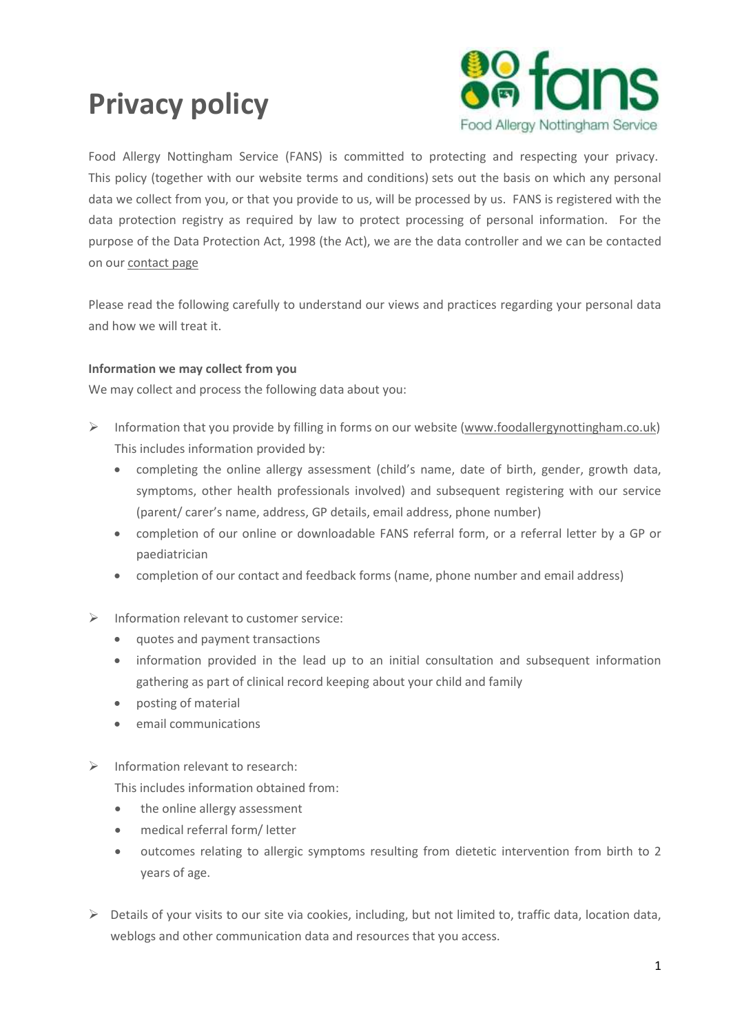# Privacy policy

Food Allergy Nottingham Service (FANS) is committed to protecting and respecting your privacy. This policy (together with our website terms and conditions) sets out the basis on which any personal data we collect from you, or that you provide to us, will be processed by us. FANS is registered with the data protection registry as required by law to protect processing of personal information. For the purpose of the Data Protection Act, 1998 (the Act), we are the data controller and we can be contacted on our contact page

Please read the following carefully to understand our views and practices regarding your personal data and how we will treat it.

**Information we may collect from you**

We may collect and process the following data about you:

- Information that you provide by filling in forms on our website (www.foodallergynottingham.co.uk) This includes information provided by:
  - completing the online allergy assessment (child's name, date of birth, gender, growth data, symptoms, other health professionals involved) and subsequent registering with our service (parent/ carer's name, address, GP details, email address, phone number)
  - completion of our online or downloadable FANS referral form, or a referral letter by a GP or paediatrician
  - completion of our contact and feedback forms (name, phone number and email address)
- Information relevant to customer service:
  - quotes and payment transactions
  - information provided in the lead up to an initial consultation and subsequent information gathering as part of clinical record keeping about your child and family
  - posting of material
  - email communications
- Information relevant to research:
  This includes information obtained from:
  - the online allergy assessment
  - medical referral form/ letter
  - outcomes relating to allergic symptoms resulting from dietetic intervention from birth to 2 years of age.
- Details of your visits to our site via cookies, including, but not limited to, traffic data, location data, weblogs and other communication data and resources that you access.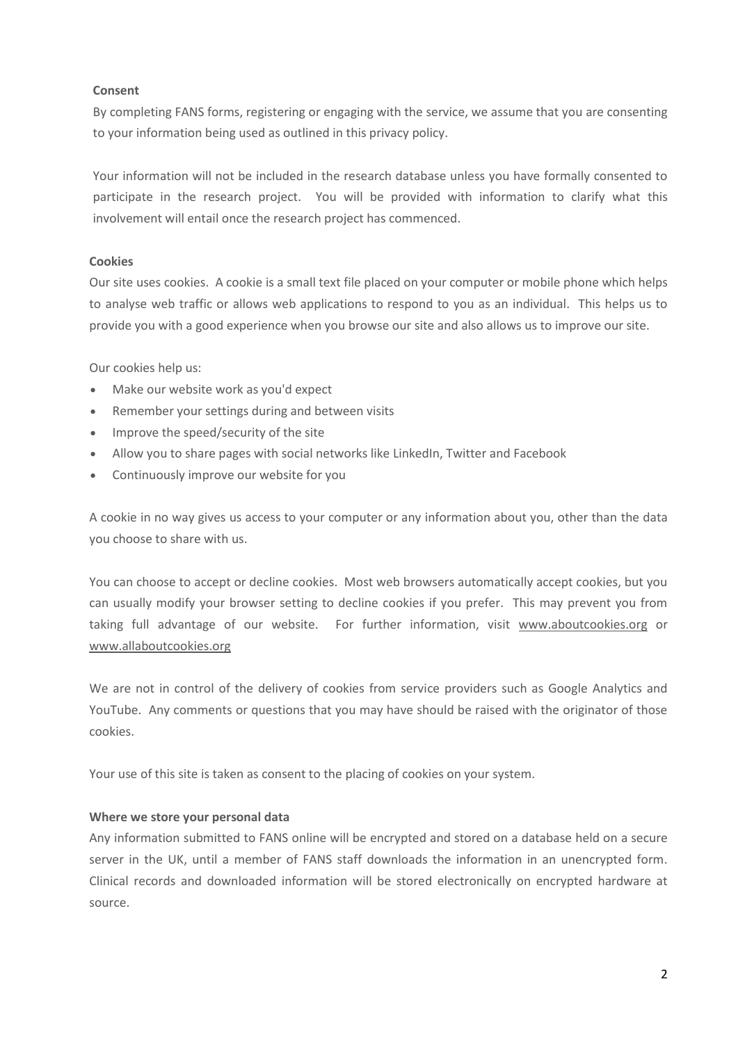**Consent**

By completing FANS forms, registering or engaging with the service, we assume that you are consenting to your information being used as outlined in this privacy policy.

Your information will not be included in the research database unless you have formally consented to participate in the research project. You will be provided with information to clarify what this involvement will entail once the research project has commenced.

**Cookies**

Our site uses cookies. A cookie is a small text file placed on your computer or mobile phone which helps to analyse web traffic or allows web applications to respond to you as an individual. This helps us to provide you with a good experience when you browse our site and also allows us to improve our site.

Our cookies help us:

- Make our website work as you'd expect
- Remember your settings during and between visits
- Improve the speed/security of the site
- Allow you to share pages with social networks like LinkedIn, Twitter and Facebook
- Continuously improve our website for you

A cookie in no way gives us access to your computer or any information about you, other than the data you choose to share with us.

You can choose to accept or decline cookies. Most web browsers automatically accept cookies, but you can usually modify your browser setting to decline cookies if you prefer. This may prevent you from taking full advantage of our website. For further information, visit www.aboutcookies.org or www.allaboutcookies.org

We are not in control of the delivery of cookies from service providers such as Google Analytics and YouTube. Any comments or questions that you may have should be raised with the originator of those cookies.

Your use of this site is taken as consent to the placing of cookies on your system.

**Where we store your personal data**

Any information submitted to FANS online will be encrypted and stored on a database held on a secure server in the UK, until a member of FANS staff downloads the information in an unencrypted form. Clinical records and downloaded information will be stored electronically on encrypted hardware at source.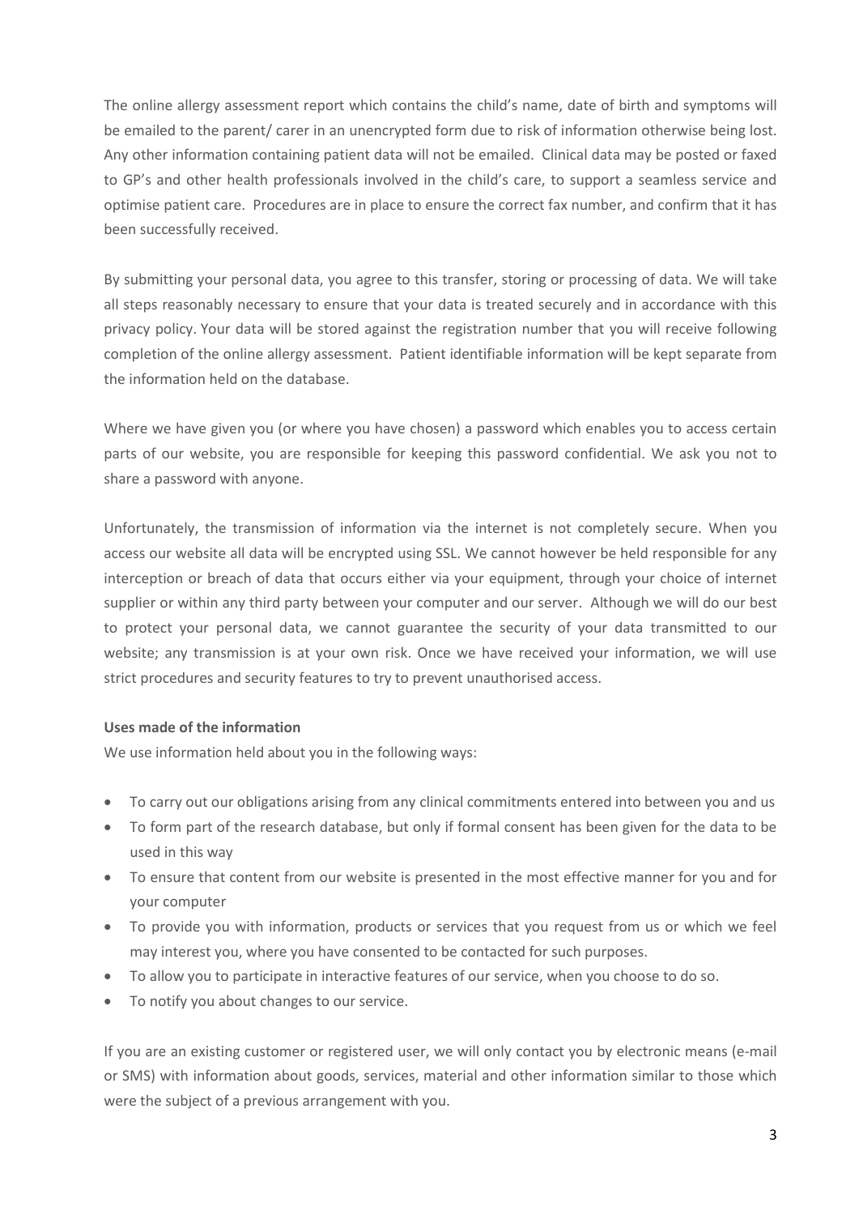The online allergy assessment report which contains the child's name, date of birth and symptoms will be emailed to the parent/ carer in an unencrypted form due to risk of information otherwise being lost. Any other information containing patient data will not be emailed. Clinical data may be posted or faxed to GP's and other health professionals involved in the child's care, to support a seamless service and optimise patient care. Procedures are in place to ensure the correct fax number, and confirm that it has been successfully received.

By submitting your personal data, you agree to this transfer, storing or processing of data. We will take all steps reasonably necessary to ensure that your data is treated securely and in accordance with this privacy policy. Your data will be stored against the registration number that you will receive following completion of the online allergy assessment. Patient identifiable information will be kept separate from the information held on the database.

Where we have given you (or where you have chosen) a password which enables you to access certain parts of our website, you are responsible for keeping this password confidential. We ask you not to share a password with anyone.

Unfortunately, the transmission of information via the internet is not completely secure. When you access our website all data will be encrypted using SSL. We cannot however be held responsible for any interception or breach of data that occurs either via your equipment, through your choice of internet supplier or within any third party between your computer and our server. Although we will do our best to protect your personal data, we cannot guarantee the security of your data transmitted to our website; any transmission is at your own risk. Once we have received your information, we will use strict procedures and security features to try to prevent unauthorised access.

**Uses made of the information**

We use information held about you in the following ways:

- To carry out our obligations arising from any clinical commitments entered into between you and us
- To form part of the research database, but only if formal consent has been given for the data to be used in this way
- To ensure that content from our website is presented in the most effective manner for you and for your computer
- To provide you with information, products or services that you request from us or which we feel may interest you, where you have consented to be contacted for such purposes.
- To allow you to participate in interactive features of our service, when you choose to do so.
- To notify you about changes to our service.

If you are an existing customer or registered user, we will only contact you by electronic means (e-mail or SMS) with information about goods, services, material and other information similar to those which were the subject of a previous arrangement with you.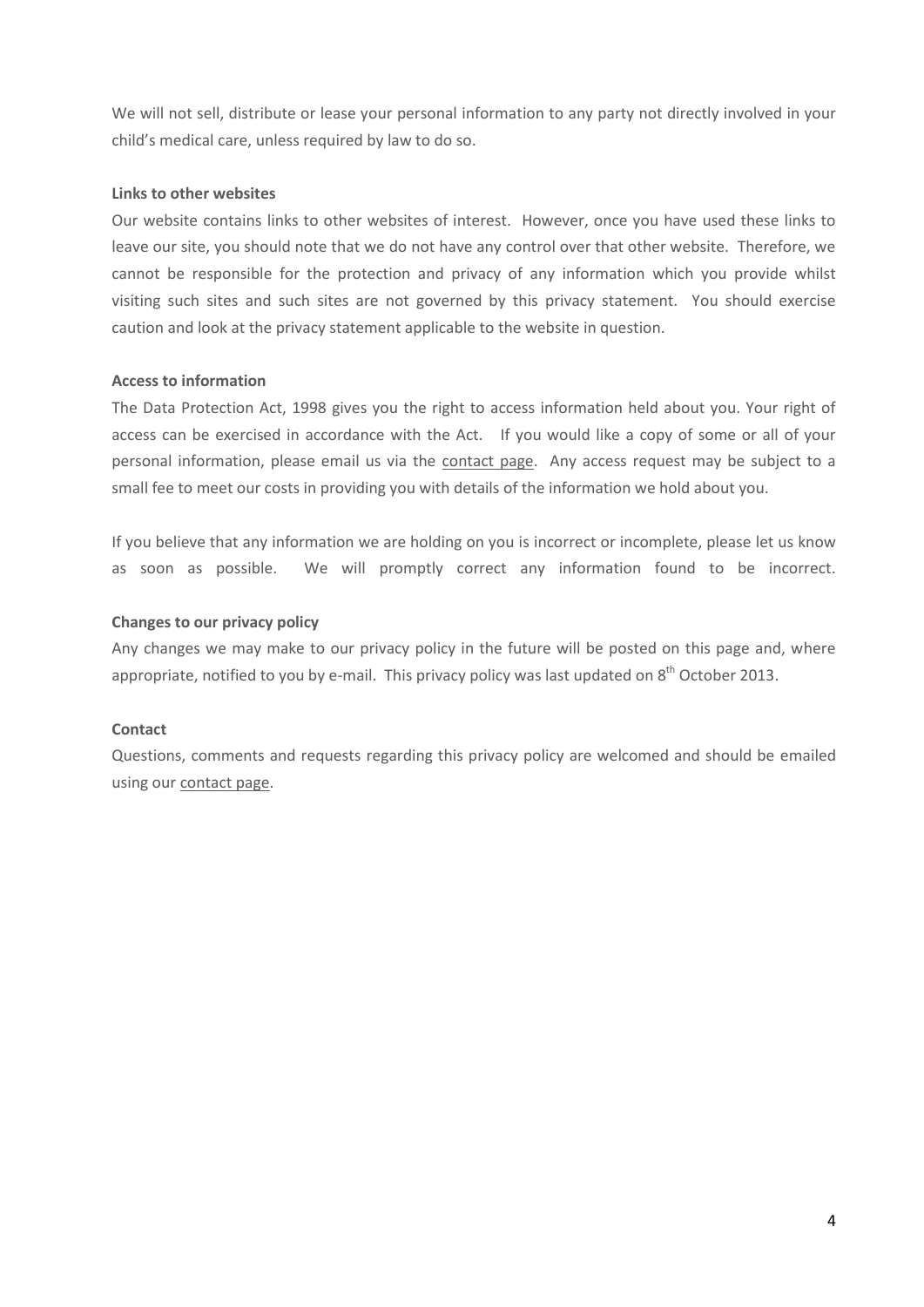We will not sell, distribute or lease your personal information to any party not directly involved in your child's medical care, unless required by law to do so.

**Links to other websites**

Our website contains links to other websites of interest. However, once you have used these links to leave our site, you should note that we do not have any control over that other website. Therefore, we cannot be responsible for the protection and privacy of any information which you provide whilst visiting such sites and such sites are not governed by this privacy statement. You should exercise caution and look at the privacy statement applicable to the website in question.

**Access to information**

The Data Protection Act, 1998 gives you the right to access information held about you. Your right of access can be exercised in accordance with the Act. If you would like a copy of some or all of your personal information, please email us via the contact page. Any access request may be subject to a small fee to meet our costs in providing you with details of the information we hold about you.

If you believe that any information we are holding on you is incorrect or incomplete, please let us know as soon as possible. We will promptly correct any information found to be incorrect.

**Changes to our privacy policy**

Any changes we may make to our privacy policy in the future will be posted on this page and, where appropriate, notified to you by e-mail. This privacy policy was last updated on 8th October 2013.

**Contact**

Questions, comments and requests regarding this privacy policy are welcomed and should be emailed using our contact page.